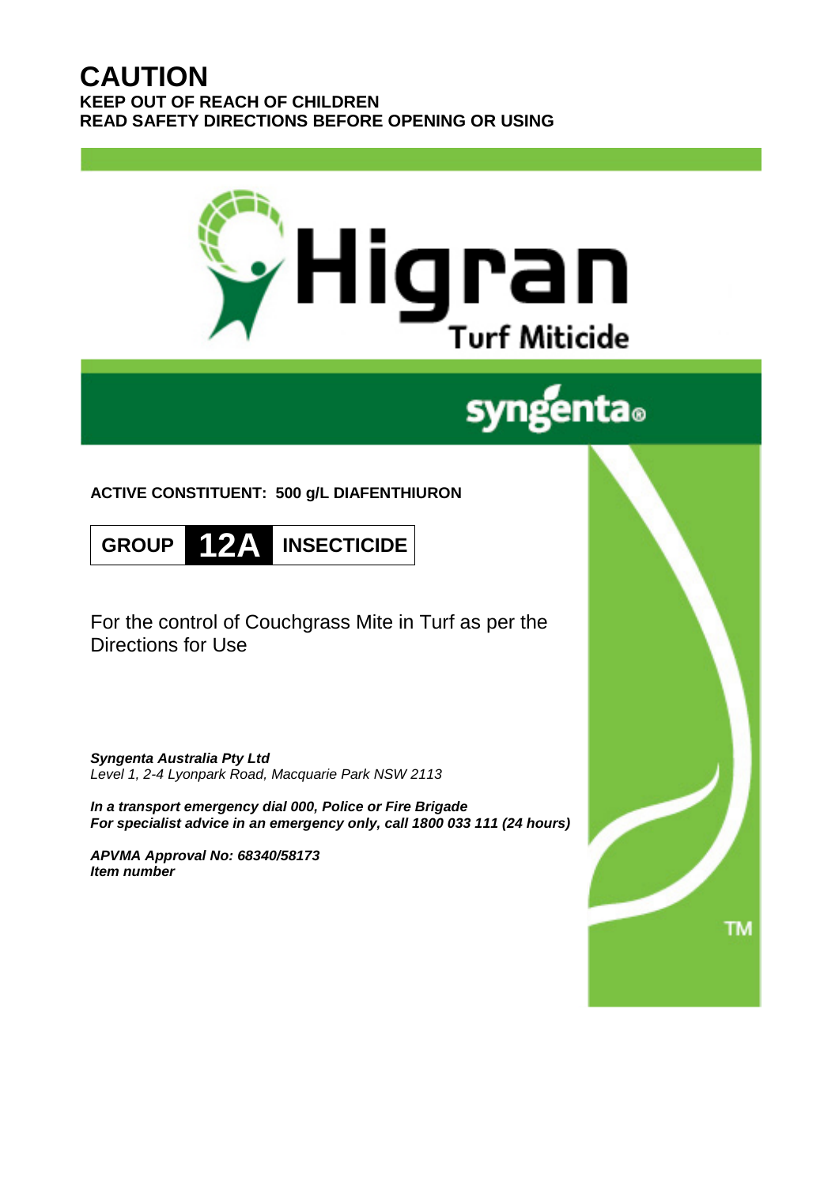# CAUTION

**KEEP OUT OF REACH OF CHILDREN**
**READ SAFETY DIRECTIONS BEFORE OPENING OR USING**

# Higran

## Turf Miticide

syngenta®

**ACTIVE CONSTITUENT: 500 g/L DIAFENTHIURON**

**GROUP 12A INSECTICIDE**

For the control of Couchgrass Mite in Turf as per the Directions for Use

***Syngenta Australia Pty Ltd***
*Level 1, 2-4 Lyonpark Road, Macquarie Park NSW 2113*

***In a transport emergency dial 000, Police or Fire Brigade***
***For specialist advice in an emergency only, call 1800 033 111 (24 hours)***

***APVMA Approval No: 68340/58173***
***Item number***

TM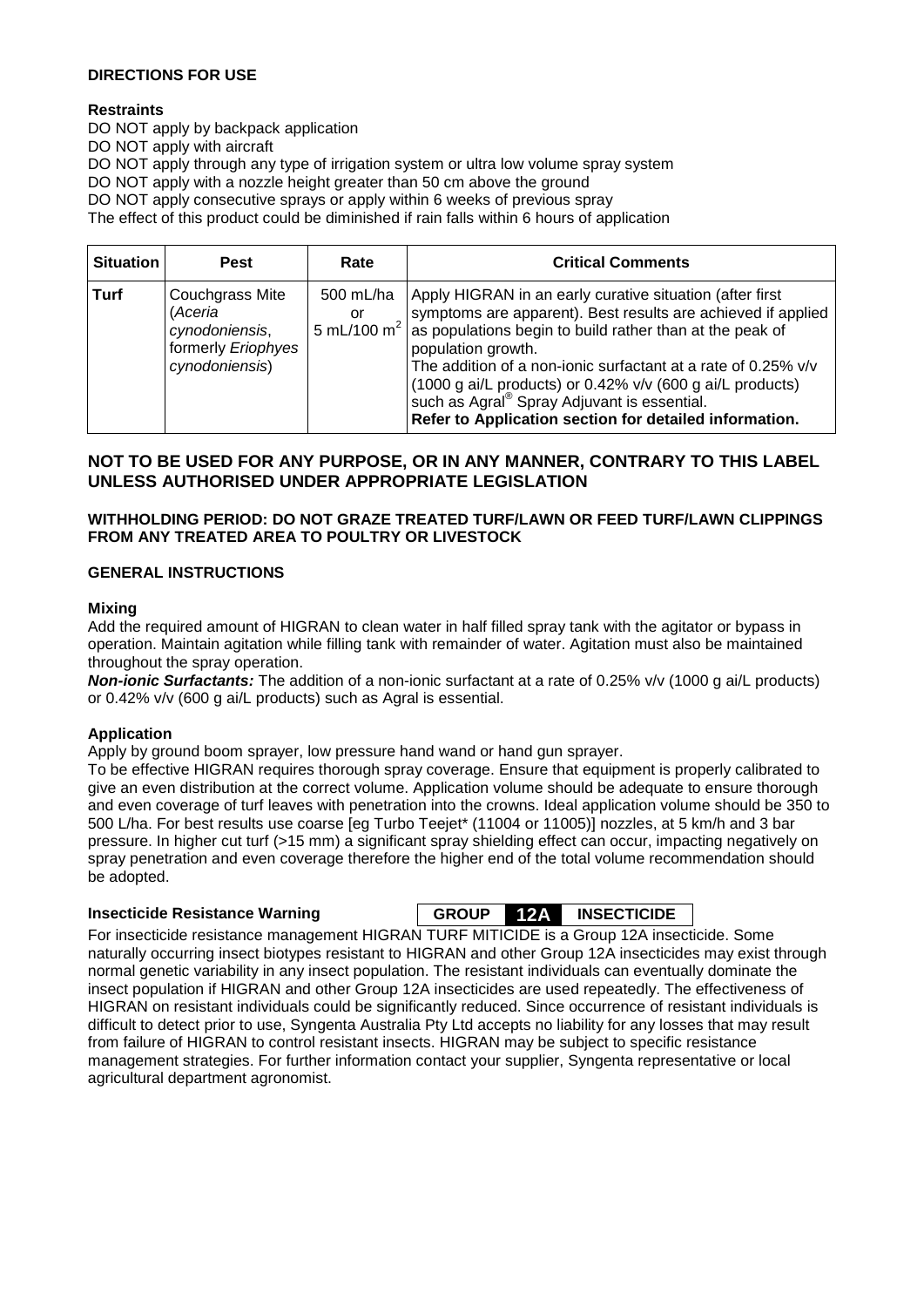**DIRECTIONS FOR USE**

**Restraints**

DO NOT apply by backpack application
DO NOT apply with aircraft
DO NOT apply through any type of irrigation system or ultra low volume spray system
DO NOT apply with a nozzle height greater than 50 cm above the ground
DO NOT apply consecutive sprays or apply within 6 weeks of previous spray
The effect of this product could be diminished if rain falls within 6 hours of application

| Situation | Pest | Rate | Critical Comments |
| --- | --- | --- | --- |
| **Turf** | Couchgrass Mite (*Aceria cynodoniensis*, formerly *Eriophyes cynodoniensis*) | 500 mL/ha or 5 mL/100 m$^2$ | Apply HIGRAN in an early curative situation (after first symptoms are apparent). Best results are achieved if applied as populations begin to build rather than at the peak of population growth. The addition of a non-ionic surfactant at a rate of 0.25% v/v (1000 g ai/L products) or 0.42% v/v (600 g ai/L products) such as Agral® Spray Adjuvant is essential. **Refer to Application section for detailed information.** |

## NOT TO BE USED FOR ANY PURPOSE, OR IN ANY MANNER, CONTRARY TO THIS LABEL UNLESS AUTHORISED UNDER APPROPRIATE LEGISLATION

**WITHHOLDING PERIOD: DO NOT GRAZE TREATED TURF/LAWN OR FEED TURF/LAWN CLIPPINGS FROM ANY TREATED AREA TO POULTRY OR LIVESTOCK**

**GENERAL INSTRUCTIONS**

**Mixing**

Add the required amount of HIGRAN to clean water in half filled spray tank with the agitator or bypass in operation. Maintain agitation while filling tank with remainder of water. Agitation must also be maintained throughout the spray operation.

***Non-ionic Surfactants:*** The addition of a non-ionic surfactant at a rate of 0.25% v/v (1000 g ai/L products) or 0.42% v/v (600 g ai/L products) such as Agral is essential.

**Application**

Apply by ground boom sprayer, low pressure hand wand or hand gun sprayer.

To be effective HIGRAN requires thorough spray coverage. Ensure that equipment is properly calibrated to give an even distribution at the correct volume. Application volume should be adequate to ensure thorough and even coverage of turf leaves with penetration into the crowns. Ideal application volume should be 350 to 500 L/ha. For best results use coarse [eg Turbo Teejet* (11004 or 11005)] nozzles, at 5 km/h and 3 bar pressure. In higher cut turf (>15 mm) a significant spray shielding effect can occur, impacting negatively on spray penetration and even coverage therefore the higher end of the total volume recommendation should be adopted.

**Insecticide Resistance Warning** **GROUP 12A INSECTICIDE**

For insecticide resistance management HIGRAN TURF MITICIDE is a Group 12A insecticide. Some naturally occurring insect biotypes resistant to HIGRAN and other Group 12A insecticides may exist through normal genetic variability in any insect population. The resistant individuals can eventually dominate the insect population if HIGRAN and other Group 12A insecticides are used repeatedly. The effectiveness of HIGRAN on resistant individuals could be significantly reduced. Since occurrence of resistant individuals is difficult to detect prior to use, Syngenta Australia Pty Ltd accepts no liability for any losses that may result from failure of HIGRAN to control resistant insects. HIGRAN may be subject to specific resistance management strategies. For further information contact your supplier, Syngenta representative or local agricultural department agronomist.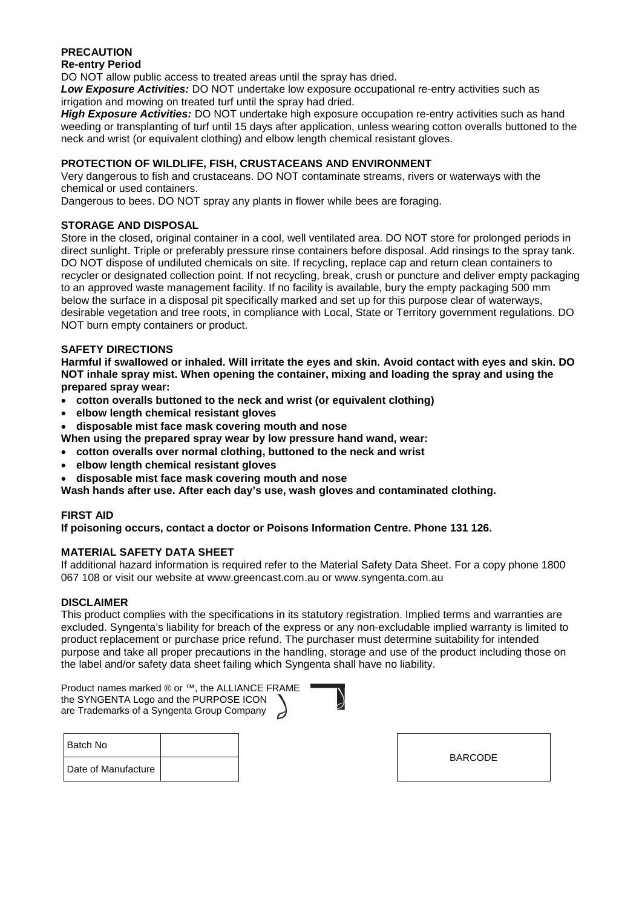## PRECAUTION

**Re-entry Period**

DO NOT allow public access to treated areas until the spray has dried.

***Low Exposure Activities:*** DO NOT undertake low exposure occupational re-entry activities such as irrigation and mowing on treated turf until the spray had dried.

***High Exposure Activities:*** DO NOT undertake high exposure occupation re-entry activities such as hand weeding or transplanting of turf until 15 days after application, unless wearing cotton overalls buttoned to the neck and wrist (or equivalent clothing) and elbow length chemical resistant gloves.

## PROTECTION OF WILDLIFE, FISH, CRUSTACEANS AND ENVIRONMENT

Very dangerous to fish and crustaceans. DO NOT contaminate streams, rivers or waterways with the chemical or used containers.

Dangerous to bees. DO NOT spray any plants in flower while bees are foraging.

## STORAGE AND DISPOSAL

Store in the closed, original container in a cool, well ventilated area. DO NOT store for prolonged periods in direct sunlight. Triple or preferably pressure rinse containers before disposal. Add rinsings to the spray tank. DO NOT dispose of undiluted chemicals on site. If recycling, replace cap and return clean containers to recycler or designated collection point. If not recycling, break, crush or puncture and deliver empty packaging to an approved waste management facility. If no facility is available, bury the empty packaging 500 mm below the surface in a disposal pit specifically marked and set up for this purpose clear of waterways, desirable vegetation and tree roots, in compliance with Local, State or Territory government regulations. DO NOT burn empty containers or product.

## SAFETY DIRECTIONS

**Harmful if swallowed or inhaled. Will irritate the eyes and skin. Avoid contact with eyes and skin. DO NOT inhale spray mist. When opening the container, mixing and loading the spray and using the prepared spray wear:**

- **cotton overalls buttoned to the neck and wrist (or equivalent clothing)**
- **elbow length chemical resistant gloves**
- **disposable mist face mask covering mouth and nose**

**When using the prepared spray wear by low pressure hand wand, wear:**

- **cotton overalls over normal clothing, buttoned to the neck and wrist**
- **elbow length chemical resistant gloves**
- **disposable mist face mask covering mouth and nose**

**Wash hands after use. After each day's use, wash gloves and contaminated clothing.**

## FIRST AID

**If poisoning occurs, contact a doctor or Poisons Information Centre. Phone 131 126.**

## MATERIAL SAFETY DATA SHEET

If additional hazard information is required refer to the Material Safety Data Sheet. For a copy phone 1800 067 108 or visit our website at www.greencast.com.au or www.syngenta.com.au

## DISCLAIMER

This product complies with the specifications in its statutory registration. Implied terms and warranties are excluded. Syngenta's liability for breach of the express or any non-excludable implied warranty is limited to product replacement or purchase price refund. The purchaser must determine suitability for intended purpose and take all proper precautions in the handling, storage and use of the product including those on the label and/or safety data sheet failing which Syngenta shall have no liability.

Product names marked ® or ™, the ALLIANCE FRAME the SYNGENTA Logo and the PURPOSE ICON are Trademarks of a Syngenta Group Company

| | |
|---|---|
| Batch No | |
| Date of Manufacture | |

BARCODE